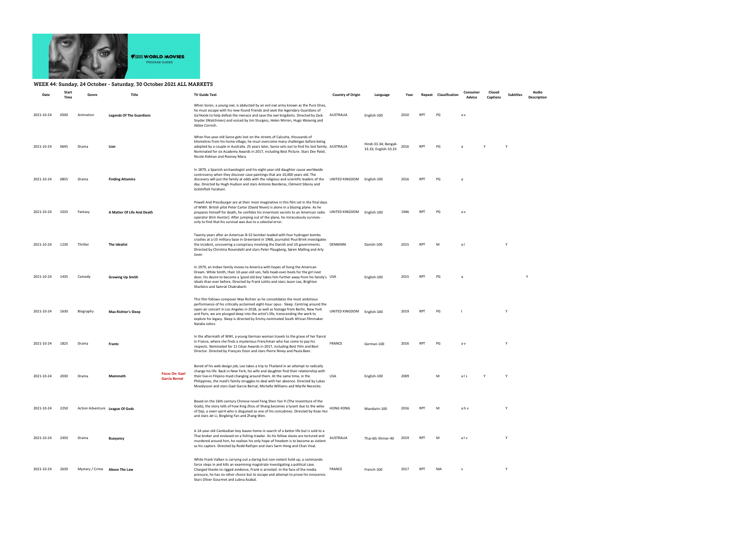## WEEK 44: Sunday, 24 October - Saturday, 30 October 2021 ALL MARKETS

| Date | Start Time | Genre | Title | | TV Guide Text | Country of Origin | Language | Year | Repeat | Classification | Consumer Advice | Closed Captions | Subtitles | Audio Description |
|---|---|---|---|---|---|---|---|---|---|---|---|---|---|---|
| 2021-10-24 | 0500 | Animation | **Legends Of The Guardians** | | When Soren, a young owl, is abducted by an evil owl army known as the Pure Ones, he must escape with his new-found friends and seek the legendary Guardians of Ga'Hoole to help defeat the menace and save the owl kingdoms. Directed by Zack Snyder (Watchmen) and voiced by Jim Sturgess, Helen Mirren, Hugo Weaving and Abbie Cornish. | AUSTRALIA | English-100 | 2010 | RPT | PG | a v | | | |
| 2021-10-24 | 0645 | Drama | **Lion** | | When five-year-old Saroo gets lost on the streets of Calcutta, thousands of kilometres from his home village, he must overcome many challenges before being adopted by a couple in Australia. 25 years later, Saroo sets out to find his lost family. Nominated for six Academy Awards in 2017, including Best Picture. Stars Dev Patel, Nicole Kidman and Rooney Mara. | AUSTRALIA | Hindi-33.34; Bengali-33.33; English-33.33 | 2016 | RPT | PG | a | Y | Y | |
| 2021-10-24 | 0855 | Drama | **Finding Altamira** | | In 1879, a Spanish archaeologist and his eight-year-old daughter cause worldwide controversy when they discover cave paintings that are 10,000 years old. The discovery will put the family at odds with the religious and scientific leaders of the day. Directed by Hugh Hudson and stars Antonio Banderas, Clément Sibony and Golshifteh Farahani. | UNITED KINGDOM | English-100 | 2016 | RPT | PG | a | | | |
| 2021-10-24 | 1035 | Fantasy | **A Matter Of Life And Death** | | Powell And Pressburger are at their most imaginative in this film set in the final days of WWII. British pilot Peter Carter (David Niven) is alone in a blazing plane. As he prepares himself for death, he confides his innermost secrets to an American radio operator (Kim Hunter). After jumping out of the plane, he miraculously survives - only to find that his survival was due to a celestial error. | UNITED KINGDOM | English-100 | 1946 | RPT | PG | a v | | | |
| 2021-10-24 | 1230 | Thriller | **The Idealist** | | Twenty years after an American B-52 bomber loaded with four hydrogen bombs crashes at a US military base in Greenland in 1968, journalist Poul Brink investigates the incident, uncovering a conspiracy involving the Danish and US governments. Directed by Christina Rosendahl and stars Peter Plaugborg, Søren Malling and Arly Jover. | DENMARK | Danish-100 | 2015 | RPT | M | a l | | Y | |
| 2021-10-24 | 1435 | Comedy | **Growing Up Smith** | | In 1979, an Indian family moves to America with hopes of living the American Dream. While Smith, their 10-year-old son, falls head-over-heels for the girl next door, his desire to become a 'good old boy' takes him further away from his family's ideals than ever before. Directed by Frank Lotito and stars Jason Lee, Brighton Sharbino and Samrat Chakrabarti. | USA | English-100 | 2015 | RPT | PG | a | | | Y |
| 2021-10-24 | 1630 | Biography | **Max Richter's Sleep** | | This film follows composer Max Richter as he consolidates the most ambitious performance of his critically acclaimed eight-hour opus - Sleep. Centring around the open-air concert in Los Angeles in 2018, as well as footage from Berlin, New York and Paris, we are plunged deep into the artist's life, transcending the work to explore his legacy. Sleep is directed by Emmy-nominated South African filmmaker Natalie Johns. | UNITED KINGDOM | English-100 | 2019 | RPT | PG | l | | Y | |
| 2021-10-24 | 1825 | Drama | **Frantz** | | In the aftermath of WWI, a young German woman travels to the grave of her fiancé in France, where she finds a mysterious Frenchman who has come to pay his respects. Nominated for 11 César Awards in 2017, including Best Film and Best Director. Directed by François Ozon and stars Pierre Niney and Paula Beer. | FRANCE | German-100 | 2016 | RPT | PG | a v | | Y | |
| 2021-10-24 | 2030 | Drama | **Mammoth** | Focus On: Gael García Bernal | Bored of his web design job, Leo takes a trip to Thailand in an attempt to radically change his life. Back in New York, his wife and daughter find their relationship with their live-in Filipino maid changing around them. At the same time, in the Philippines, the maid's family struggles to deal with her absence. Directed by Lukas Moodysson and stars Gael García Bernal, Michelle Williams and Marife Necesito. | USA | English-100 | 2009 | | M | a l s | Y | Y | |
| 2021-10-24 | 2250 | Action Adventure | **League Of Gods** | | Based on the 16th-century Chinese novel Feng Shen Yan Yi (The Investiture of the Gods), the story tells of how King Zhou of Shang becomes a tyrant due to the wiles of Daji, a vixen spirit who is disguised as one of his concubines. Directed by Koan Hui and stars Jet Li, Bingbing Fan and Zhang Wen. | HONG KONG | Mandarin-100 | 2016 | RPT | M | a h v | | Y | |
| 2021-10-24 | 2450 | Drama | **Buoyancy** | | A 14-year-old Cambodian boy leaves home in search of a better life but is sold to a Thai broker and enslaved on a fishing trawler. As his fellow slaves are tortured and murdered around him, he realises his only hope of freedom is to become as violent as his captors. Directed by Rodd Rathjen and stars Sarm Heng and Chan Visal. | AUSTRALIA | Thai-60; Khmer-40 | 2019 | RPT | M | a l v | | Y | |
| 2021-10-24 | 2630 | Mystery / Crime | **Above The Law** | | While Frank Valken is carrying out a daring but non-violent hold-up, a commando force steps in and kills an examining magistrate investigating a political case. Charged thanks to rigged evidence, Frank is arrested. In the face of the media pressure, he has no other choice but to escape and attempt to prove his innocence. Stars Oliver Gourmet and Lubna Azabal. | FRANCE | French-100 | 2017 | RPT | MA | v | | Y | |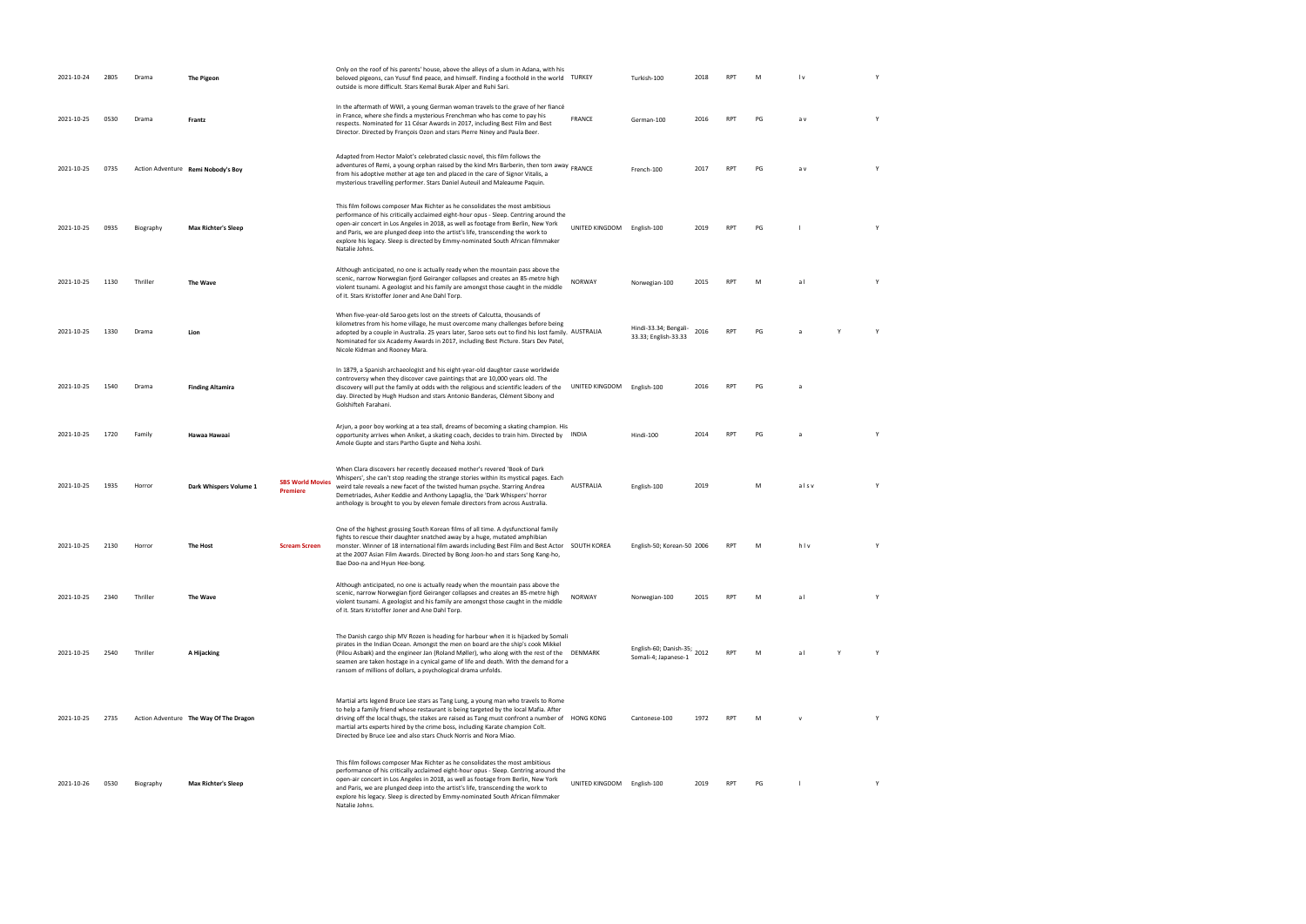| 2021-10-24 | 2805 | Drama | The Pigeon | | Only on the roof of his parents' house, above the alleys of a slum in Adana, with his beloved pigeons, can Yusuf find peace, and himself. Finding a foothold in the world outside is more difficult. Stars Kemal Burak Alper and Ruhi Sari. | TURKEY | Turkish-100 | 2018 | RPT | M | l v | | Y |
|---|---|---|---|---|---|---|---|---|---|---|---|---|---|
| 2021-10-25 | 0530 | Drama | Frantz | | In the aftermath of WWI, a young German woman travels to the grave of her fiancé in France, where she finds a mysterious Frenchman who has come to pay his respects. Nominated for 11 César Awards in 2017, including Best Film and Best Director. Directed by François Ozon and stars Pierre Niney and Paula Beer. | FRANCE | German-100 | 2016 | RPT | PG | a v | | Y |
| 2021-10-25 | 0735 | Action Adventure | Remi Nobody's Boy | | Adapted from Hector Malot's celebrated classic novel, this film follows the adventures of Remi, a young orphan raised by the kind Mrs Barberin, then torn away from his adoptive mother at age ten and placed in the care of Signor Vitalis, a mysterious travelling performer. Stars Daniel Auteuil and Maleaume Paquin. | FRANCE | French-100 | 2017 | RPT | PG | a v | | Y |
| 2021-10-25 | 0935 | Biography | Max Richter's Sleep | | This film follows composer Max Richter as he consolidates the most ambitious performance of his critically acclaimed eight-hour opus - Sleep. Centring around the open-air concert in Los Angeles in 2018, as well as footage from Berlin, New York and Paris, we are plunged deep into the artist's life, transcending the work to explore his legacy. Sleep is directed by Emmy-nominated South African filmmaker Natalie Johns. | UNITED KINGDOM | English-100 | 2019 | RPT | PG | l | | Y |
| 2021-10-25 | 1130 | Thriller | The Wave | | Although anticipated, no one is actually ready when the mountain pass above the scenic, narrow Norwegian fjord Geiranger collapses and creates an 85-metre high violent tsunami. A geologist and his family are amongst those caught in the middle of it. Stars Kristoffer Joner and Ane Dahl Torp. | NORWAY | Norwegian-100 | 2015 | RPT | M | a l | | Y |
| 2021-10-25 | 1330 | Drama | Lion | | When five-year-old Saroo gets lost on the streets of Calcutta, thousands of kilometres from his home village, he must overcome many challenges before being adopted by a couple in Australia. 25 years later, Saroo sets out to find his lost family. Nominated for six Academy Awards in 2017, including Best Picture. Stars Dev Patel, Nicole Kidman and Rooney Mara. | AUSTRALIA | Hindi-33.34; Bengali-33.33; English-33.33 | 2016 | RPT | PG | a | Y | Y |
| 2021-10-25 | 1540 | Drama | Finding Altamira | | In 1879, a Spanish archaeologist and his eight-year-old daughter cause worldwide controversy when they discover cave paintings that are 10,000 years old. The discovery will put the family at odds with the religious and scientific leaders of the day. Directed by Hugh Hudson and stars Antonio Banderas, Clément Sibony and Golshifteh Farahani. | UNITED KINGDOM | English-100 | 2016 | RPT | PG | a | | |
| 2021-10-25 | 1720 | Family | Hawaa Hawaai | | Arjun, a poor boy working at a tea stall, dreams of becoming a skating champion. His opportunity arrives when Aniket, a skating coach, decides to train him. Directed by Amole Gupte and stars Partho Gupte and Neha Joshi. | INDIA | Hindi-100 | 2014 | RPT | PG | a | | Y |
| 2021-10-25 | 1935 | Horror | Dark Whispers Volume 1 | **SBS World Movies Premiere** | When Clara discovers her recently deceased mother's revered 'Book of Dark Whispers', she can't stop reading the strange stories within its mystical pages. Each weird tale reveals a new facet of the twisted human psyche. Starring Andrea Demetriades, Asher Keddie and Anthony Lapaglia, the 'Dark Whispers' horror anthology is brought to you by eleven female directors from across Australia. | AUSTRALIA | English-100 | 2019 | | M | a l s v | | Y |
| 2021-10-25 | 2130 | Horror | The Host | **Scream Screen** | One of the highest grossing South Korean films of all time. A dysfunctional family fights to rescue their daughter snatched away by a huge, mutated amphibian monster. Winner of 18 international film awards including Best Film and Best Actor at the 2007 Asian Film Awards. Directed by Bong Joon-ho and stars Song Kang-ho, Bae Doo-na and Hyun Hee-bong. | SOUTH KOREA | English-50; Korean-50 | 2006 | RPT | M | h l v | | Y |
| 2021-10-25 | 2340 | Thriller | The Wave | | Although anticipated, no one is actually ready when the mountain pass above the scenic, narrow Norwegian fjord Geiranger collapses and creates an 85-metre high violent tsunami. A geologist and his family are amongst those caught in the middle of it. Stars Kristoffer Joner and Ane Dahl Torp. | NORWAY | Norwegian-100 | 2015 | RPT | M | a l | | Y |
| 2021-10-25 | 2540 | Thriller | A Hijacking | | The Danish cargo ship MV Rozen is heading for harbour when it is hijacked by Somali pirates in the Indian Ocean. Amongst the men on board are the ship's cook Mikkel (Pilou Asbæk) and the engineer Jan (Roland Møller), who along with the rest of the seamen are taken hostage in a cynical game of life and death. With the demand for a ransom of millions of dollars, a psychological drama unfolds. | DENMARK | English-60; Danish-35; Somali-4; Japanese-1 | 2012 | RPT | M | a l | Y | Y |
| 2021-10-25 | 2735 | Action Adventure | The Way Of The Dragon | | Martial arts legend Bruce Lee stars as Tang Lung, a young man who travels to Rome to help a family friend whose restaurant is being targeted by the local Mafia. After driving off the local thugs, the stakes are raised as Tang must confront a number of martial arts experts hired by the crime boss, including Karate champion Colt. Directed by Bruce Lee and also stars Chuck Norris and Nora Miao. | HONG KONG | Cantonese-100 | 1972 | RPT | M | v | | Y |
| 2021-10-26 | 0530 | Biography | Max Richter's Sleep | | This film follows composer Max Richter as he consolidates the most ambitious performance of his critically acclaimed eight-hour opus - Sleep. Centring around the open-air concert in Los Angeles in 2018, as well as footage from Berlin, New York and Paris, we are plunged deep into the artist's life, transcending the work to explore his legacy. Sleep is directed by Emmy-nominated South African filmmaker Natalie Johns. | UNITED KINGDOM | English-100 | 2019 | RPT | PG | l | | Y |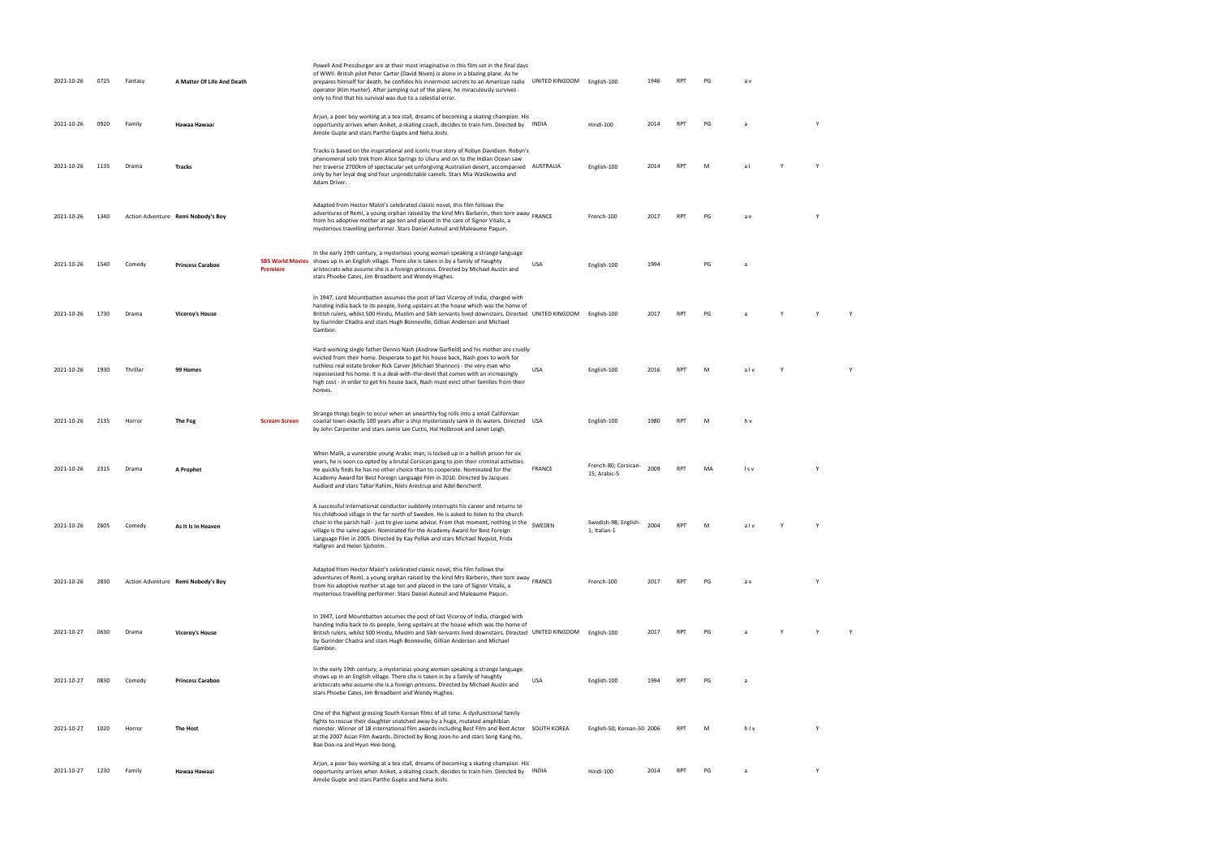| | | | | | | | | | | | | | | |
|---|---|---|---|---|---|---|---|---|---|---|---|---|---|---|
| 2021-10-26 | 0725 | Fantasy | **A Matter Of Life And Death** | | Powell And Pressburger are at their most imaginative in this film set in the final days of WWII. British pilot Peter Carter (David Niven) is alone in a blazing plane. As he prepares himself for death, he confides his innermost secrets to an American radio operator (Kim Hunter). After jumping out of the plane, he miraculously survives - only to find that his survival was due to a celestial error. | UNITED KINGDOM | English-100 | 1946 | RPT | PG | a v | | | |
| 2021-10-26 | 0920 | Family | **Hawaa Hawaai** | | Arjun, a poor boy working at a tea stall, dreams of becoming a skating champion. His opportunity arrives when Aniket, a skating coach, decides to train him. Directed by Amole Gupte and stars Partho Gupte and Neha Joshi. | INDIA | Hindi-100 | 2014 | RPT | PG | a | | Y | |
| 2021-10-26 | 1135 | Drama | **Tracks** | | Tracks is based on the inspirational and iconic true story of Robyn Davidson. Robyn's phenomenal solo trek from Alice Springs to Uluru and on to the Indian Ocean saw her traverse 2700km of spectacular yet unforgiving Australian desert, accompanied only by her loyal dog and four unpredictable camels. Stars Mia Wasikowska and Adam Driver. | AUSTRALIA | English-100 | 2014 | RPT | M | a l | Y | Y | |
| 2021-10-26 | 1340 | Action Adventure | **Remi Nobody's Boy** | | Adapted from Hector Malot's celebrated classic novel, this film follows the adventures of Remi, a young orphan raised by the kind Mrs Barberin, then torn away from his adoptive mother at age ten and placed in the care of Signor Vitalis, a mysterious travelling performer. Stars Daniel Auteuil and Maleaume Paquin. | FRANCE | French-100 | 2017 | RPT | PG | a v | | Y | |
| 2021-10-26 | 1540 | Comedy | **Princess Caraboo** | **SBS World Movies Premiere** | In the early 19th century, a mysterious young woman speaking a strange language shows up in an English village. There she is taken in by a family of haughty aristocrats who assume she is a foreign princess. Directed by Michael Austin and stars Phoebe Cates, Jim Broadbent and Wendy Hughes. | USA | English-100 | 1994 | | PG | a | | | |
| 2021-10-26 | 1730 | Drama | **Viceroy's House** | | In 1947, Lord Mountbatten assumes the post of last Viceroy of India, charged with handing India back to its people, living upstairs at the house which was the home of British rulers, whilst 500 Hindu, Muslim and Sikh servants lived downstairs. Directed by Gurinder Chadra and stars Hugh Bonneville, Gillian Anderson and Michael Gambon. | UNITED KINGDOM | English-100 | 2017 | RPT | PG | a | Y | Y | Y |
| 2021-10-26 | 1930 | Thriller | **99 Homes** | | Hard-working single father Dennis Nash (Andrew Garfield) and his mother are cruelly evicted from their home. Desperate to get his house back, Nash goes to work for ruthless real estate broker Rick Carver (Michael Shannon) - the very man who repossessed his home. It is a deal-with-the-devil that comes with an increasingly high cost - in order to get his house back, Nash must evict other families from their homes. | USA | English-100 | 2016 | RPT | M | a l v | Y | | Y |
| 2021-10-26 | 2135 | Horror | **The Fog** | **Scream Screen** | Strange things begin to occur when an unearthly fog rolls into a small Californian coastal town exactly 100 years after a ship mysteriously sank in its waters. Directed by John Carpenter and stars Jamie Lee Curtis, Hal Holbrook and Janet Leigh. | USA | English-100 | 1980 | RPT | M | h v | | | |
| 2021-10-26 | 2315 | Drama | **A Prophet** | | When Malik, a vunerable young Arabic man, is locked up in a hellish prison for six years, he is soon co-opted by a brutal Corsican gang to join their criminal activities. He quickly finds he has no other choice than to cooperate. Nominated for the Academy Award for Best Foreign Language Film in 2010. Directed by Jacques Audiard and stars Tahar Rahim, Niels Arestrup and Adel Bencherif. | FRANCE | French-80; Corsican-15; Arabic-5 | 2009 | RPT | MA | l s v | | Y | |
| 2021-10-26 | 2605 | Comedy | **As It Is In Heaven** | | A successful international conductor suddenly interrupts his career and returns to his childhood village in the far north of Sweden. He is asked to listen to the church choir in the parish hall - just to give some advice. From that moment, nothing in the village is the same again. Nominated for the Academy Award for Best Foreign Language Film in 2005. Directed by Kay Pollak and stars Michael Nyqvist, Frida Hallgren and Helen Sjoholm. | SWEDEN | Swedish-98; English-1; Italian-1 | 2004 | RPT | M | a l v | Y | Y | |
| 2021-10-26 | 2830 | Action Adventure | **Remi Nobody's Boy** | | Adapted from Hector Malot's celebrated classic novel, this film follows the adventures of Remi, a young orphan raised by the kind Mrs Barberin, then torn away from his adoptive mother at age ten and placed in the care of Signor Vitalis, a mysterious travelling performer. Stars Daniel Auteuil and Maleaume Paquin. | FRANCE | French-100 | 2017 | RPT | PG | a v | | Y | |
| 2021-10-27 | 0630 | Drama | **Viceroy's House** | | In 1947, Lord Mountbatten assumes the post of last Viceroy of India, charged with handing India back to its people, living upstairs at the house which was the home of British rulers, whilst 500 Hindu, Muslim and Sikh servants lived downstairs. Directed by Gurinder Chadra and stars Hugh Bonneville, Gillian Anderson and Michael Gambon. | UNITED KINGDOM | English-100 | 2017 | RPT | PG | a | Y | Y | Y |
| 2021-10-27 | 0830 | Comedy | **Princess Caraboo** | | In the early 19th century, a mysterious young woman speaking a strange language shows up in an English village. There she is taken in by a family of haughty aristocrats who assume she is a foreign princess. Directed by Michael Austin and stars Phoebe Cates, Jim Broadbent and Wendy Hughes. | USA | English-100 | 1994 | RPT | PG | a | | | |
| 2021-10-27 | 1020 | Horror | **The Host** | | One of the highest grossing South Korean films of all time. A dysfunctional family fights to rescue their daughter snatched away by a huge, mutated amphibian monster. Winner of 18 international film awards including Best Film and Best Actor at the 2007 Asian Film Awards. Directed by Bong Joon-ho and stars Song Kang-ho, Bae Doo-na and Hyun Hee-bong. | SOUTH KOREA | English-50; Korean-50 | 2006 | RPT | M | h l v | | Y | |
| 2021-10-27 | 1230 | Family | **Hawaa Hawaai** | | Arjun, a poor boy working at a tea stall, dreams of becoming a skating champion. His opportunity arrives when Aniket, a skating coach, decides to train him. Directed by Amole Gupte and stars Partho Gupte and Neha Joshi. | INDIA | Hindi-100 | 2014 | RPT | PG | a | | Y | |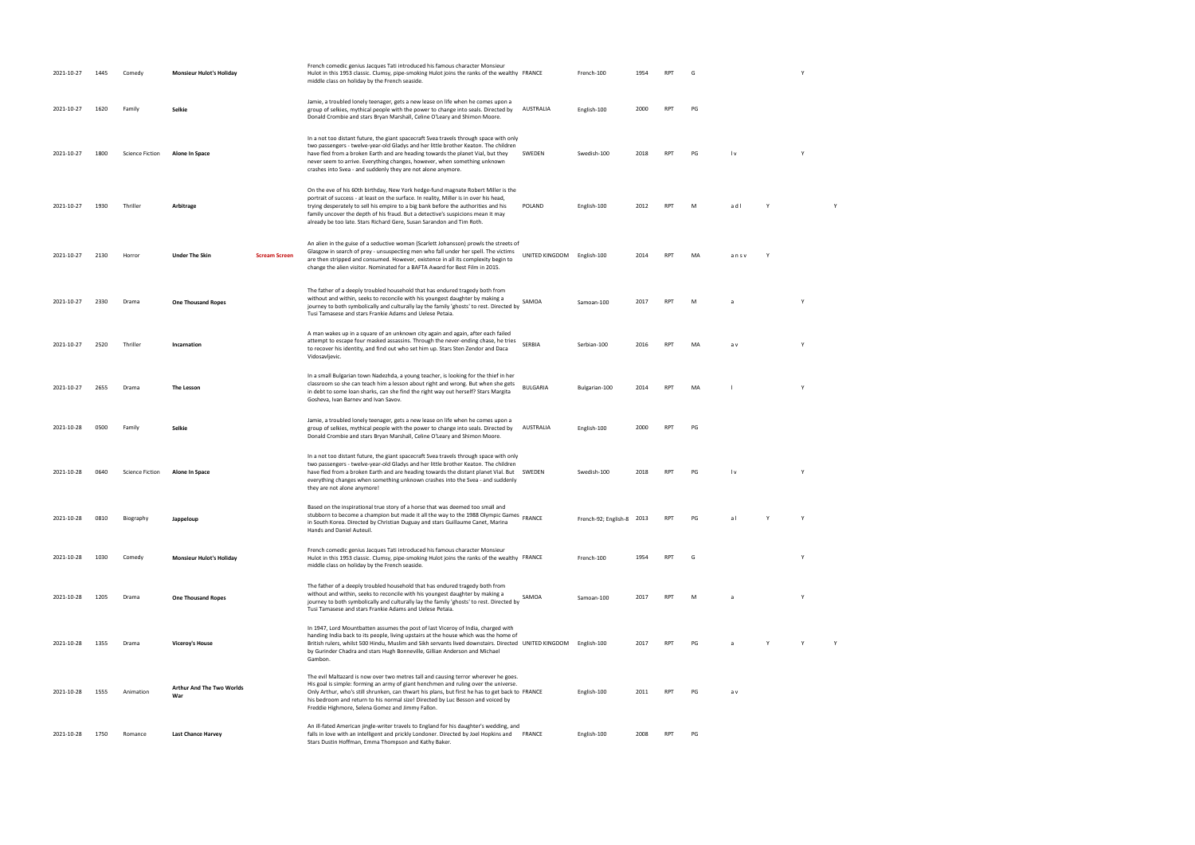| | | | | | | | | | | | | | | |
|---|---|---|---|---|---|---|---|---|---|---|---|---|---|---|
| 2021-10-27 | 1445 | Comedy | **Monsieur Hulot's Holiday** | | French comedic genius Jacques Tati introduced his famous character Monsieur Hulot in this 1953 classic. Clumsy, pipe-smoking Hulot joins the ranks of the wealthy middle class on holiday by the French seaside. | FRANCE | French-100 | 1954 | RPT | G | | | Y | |
| 2021-10-27 | 1620 | Family | **Selkie** | | Jamie, a troubled lonely teenager, gets a new lease on life when he comes upon a group of selkies, mythical people with the power to change into seals. Directed by Donald Crombie and stars Bryan Marshall, Celine O'Leary and Shimon Moore. | AUSTRALIA | English-100 | 2000 | RPT | PG | | | | |
| 2021-10-27 | 1800 | Science Fiction | **Alone In Space** | | In a not too distant future, the giant spacecraft Svea travels through space with only two passengers - twelve-year-old Gladys and her little brother Keaton. The children have fled from a broken Earth and are heading towards the planet Vial, but they never seem to arrive. Everything changes, however, when something unknown crashes into Svea - and suddenly they are not alone anymore. | SWEDEN | Swedish-100 | 2018 | RPT | PG | l v | | Y | |
| 2021-10-27 | 1930 | Thriller | **Arbitrage** | | On the eve of his 60th birthday, New York hedge-fund magnate Robert Miller is the portrait of success - at least on the surface. In reality, Miller is in over his head, trying desperately to sell his empire to a big bank before the authorities and his family uncover the depth of his fraud. But a detective's suspicions mean it may already be too late. Stars Richard Gere, Susan Sarandon and Tim Roth. | POLAND | English-100 | 2012 | RPT | M | a d l | Y | | Y |
| 2021-10-27 | 2130 | Horror | **Under The Skin** | **Scream Screen** | An alien in the guise of a seductive woman (Scarlett Johansson) prowls the streets of Glasgow in search of prey - unsuspecting men who fall under her spell. The victims are then stripped and consumed. However, existence in all its complexity begin to change the alien visitor. Nominated for a BAFTA Award for Best Film in 2015. | UNITED KINGDOM | English-100 | 2014 | RPT | MA | a n s v | Y | | |
| 2021-10-27 | 2330 | Drama | **One Thousand Ropes** | | The father of a deeply troubled household that has endured tragedy both from without and within, seeks to reconcile with his youngest daughter by making a journey to both symbolically and culturally lay the family 'ghosts' to rest. Directed by Tusi Tamasese and stars Frankie Adams and Uelese Petaia. | SAMOA | Samoan-100 | 2017 | RPT | M | a | | Y | |
| 2021-10-27 | 2520 | Thriller | **Incarnation** | | A man wakes up in a square of an unknown city again and again, after each failed attempt to escape four masked assassins. Through the never-ending chase, he tries to recover his identity, and find out who set him up. Stars Sten Zendor and Daca Vidosavljevic. | SERBIA | Serbian-100 | 2016 | RPT | MA | a v | | Y | |
| 2021-10-27 | 2655 | Drama | **The Lesson** | | In a small Bulgarian town Nadezhda, a young teacher, is looking for the thief in her classroom so she can teach him a lesson about right and wrong. But when she gets in debt to some loan sharks, can she find the right way out herself? Stars Margita Gosheva, Ivan Barnev and Ivan Savov. | BULGARIA | Bulgarian-100 | 2014 | RPT | MA | l | | Y | |
| 2021-10-28 | 0500 | Family | **Selkie** | | Jamie, a troubled lonely teenager, gets a new lease on life when he comes upon a group of selkies, mythical people with the power to change into seals. Directed by Donald Crombie and stars Bryan Marshall, Celine O'Leary and Shimon Moore. | AUSTRALIA | English-100 | 2000 | RPT | PG | | | | |
| 2021-10-28 | 0640 | Science Fiction | **Alone In Space** | | In a not too distant future, the giant spacecraft Svea travels through space with only two passengers - twelve-year-old Gladys and her little brother Keaton. The children have fled from a broken Earth and are heading towards the distant planet Vial. But everything changes when something unknown crashes into the Svea - and suddenly they are not alone anymore! | SWEDEN | Swedish-100 | 2018 | RPT | PG | l v | | Y | |
| 2021-10-28 | 0810 | Biography | **Jappeloup** | | Based on the inspirational true story of a horse that was deemed too small and stubborn to become a champion but made it all the way to the 1988 Olympic Games in South Korea. Directed by Christian Duguay and stars Guillaume Canet, Marina Hands and Daniel Auteuil. | FRANCE | French-92; English-8 | 2013 | RPT | PG | a l | Y | Y | |
| 2021-10-28 | 1030 | Comedy | **Monsieur Hulot's Holiday** | | French comedic genius Jacques Tati introduced his famous character Monsieur Hulot in this 1953 classic. Clumsy, pipe-smoking Hulot joins the ranks of the wealthy middle class on holiday by the French seaside. | FRANCE | French-100 | 1954 | RPT | G | | | Y | |
| 2021-10-28 | 1205 | Drama | **One Thousand Ropes** | | The father of a deeply troubled household that has endured tragedy both from without and within, seeks to reconcile with his youngest daughter by making a journey to both symbolically and culturally lay the family 'ghosts' to rest. Directed by Tusi Tamasese and stars Frankie Adams and Uelese Petaia. | SAMOA | Samoan-100 | 2017 | RPT | M | a | | Y | |
| 2021-10-28 | 1355 | Drama | **Viceroy's House** | | In 1947, Lord Mountbatten assumes the post of last Viceroy of India, charged with handing India back to its people, living upstairs at the house which was the home of British rulers, whilst 500 Hindu, Muslim and Sikh servants lived downstairs. Directed by Gurinder Chadra and stars Hugh Bonneville, Gillian Anderson and Michael Gambon. | UNITED KINGDOM | English-100 | 2017 | RPT | PG | a | Y | Y | Y |
| 2021-10-28 | 1555 | Animation | **Arthur And The Two Worlds War** | | The evil Maltazard is now over two metres tall and causing terror wherever he goes. His goal is simple: forming an army of giant henchmen and ruling over the universe. Only Arthur, who's still shrunken, can thwart his plans, but first he has to get back to his bedroom and return to his normal size! Directed by Luc Besson and voiced by Freddie Highmore, Selena Gomez and Jimmy Fallon. | FRANCE | English-100 | 2011 | RPT | PG | a v | | | |
| 2021-10-28 | 1750 | Romance | **Last Chance Harvey** | | An ill-fated American jingle-writer travels to England for his daughter's wedding, and falls in love with an intelligent and prickly Londoner. Directed by Joel Hopkins and Stars Dustin Hoffman, Emma Thompson and Kathy Baker. | FRANCE | English-100 | 2008 | RPT | PG | | | | |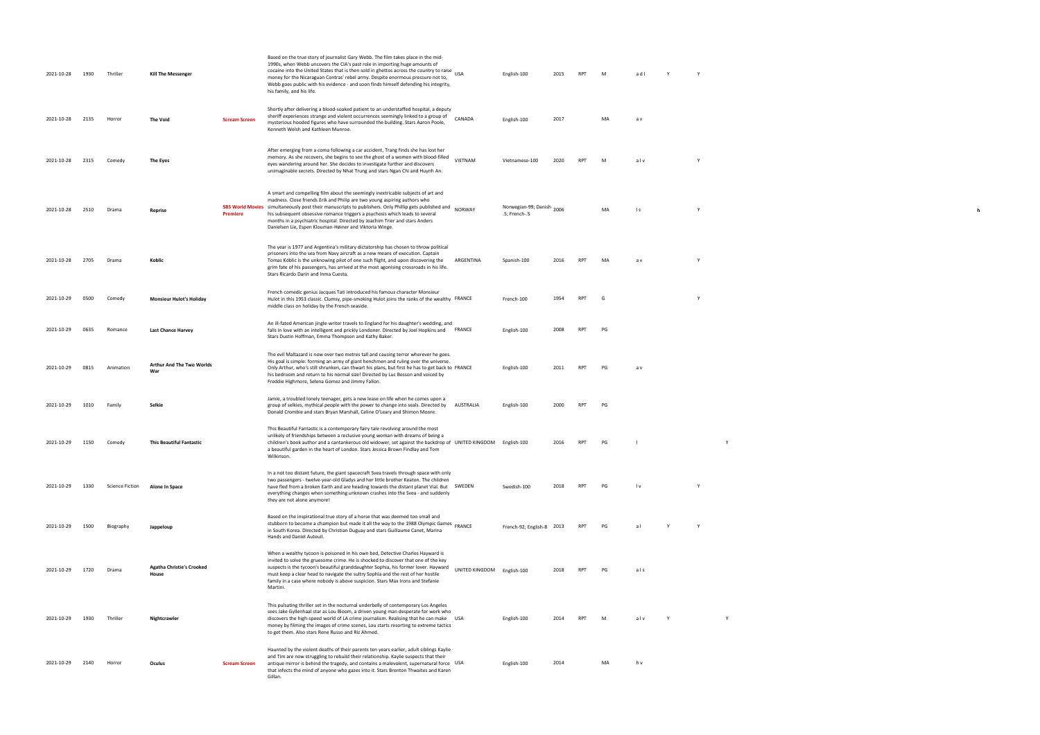| | | | | | | | | | | | | | | | |
|---|---|---|---|---|---|---|---|---|---|---|---|---|---|---|---|
| 2021-10-28 | 1930 | Thriller | **Kill The Messenger** | | Based on the true story of journalist Gary Webb. The film takes place in the mid-1990s, when Webb uncovers the CIA's past role in importing huge amounts of cocaine into the United States that is then sold in ghettos across the country to raise money for the Nicaraguan Contras' rebel army. Despite enormous pressure not to, Webb goes public with his evidence - and soon finds himself defending his integrity, his family, and his life. | USA | English-100 | 2015 | RPT | M | a d l | Y | Y | | |
| 2021-10-28 | 2135 | Horror | **The Void** | **Scream Screen** | Shortly after delivering a blood-soaked patient to an understaffed hospital, a deputy sheriff experiences strange and violent occurrences seemingly linked to a group of mysterious hooded figures who have surrounded the building. Stars Aaron Poole, Kenneth Welsh and Kathleen Munroe. | CANADA | English-100 | 2017 | | MA | a v | | | | |
| 2021-10-28 | 2315 | Comedy | **The Eyes** | | After emerging from a coma following a car accident, Trang finds she has lost her memory. As she recovers, she begins to see the ghost of a women with blood-filled eyes wandering around her. She decides to investigate further and discovers unimaginable secrets. Directed by Nhat Trung and stars Ngan Chi and Huynh An. | VIETNAM | Vietnamese-100 | 2020 | RPT | M | a l v | | Y | | |
| 2021-10-28 | 2510 | Drama | **Reprise** | **SBS World Movies Premiere** | A smart and compelling film about the seemingly inextricable subjects of art and madness. Close friends Erik and Philip are two young aspiring authors who simultaneously post their manuscripts to publishers. Only Phillip gets published and his subsequent obsessive romance triggers a psychosis which leads to several months in a psychiatric hospital. Directed by Joachim Trier and stars Anders Danielsen Lie, Espen Klouman-Høiner and Viktoria Winge. | NORWAY | Norwegian-99; Danish-.5; French-.5 | 2006 | | MA | l s | | Y | | h |
| 2021-10-28 | 2705 | Drama | **Koblic** | | The year is 1977 and Argentina's military dictatorship has chosen to throw political prisoners into the sea from Navy aircraft as a new means of execution. Captain Tomas Kóblic is the unknowing pilot of one such flight, and upon discovering the grim fate of his passengers, has arrived at the most agonising crossroads in his life. Stars Ricardo Darín and Inma Cuesta. | ARGENTINA | Spanish-100 | 2016 | RPT | MA | a v | | Y | | |
| 2021-10-29 | 0500 | Comedy | **Monsieur Hulot's Holiday** | | French comedic genius Jacques Tati introduced his famous character Monsieur Hulot in this 1953 classic. Clumsy, pipe-smoking Hulot joins the ranks of the wealthy middle class on holiday by the French seaside. | FRANCE | French-100 | 1954 | RPT | G | | | Y | | |
| 2021-10-29 | 0635 | Romance | **Last Chance Harvey** | | An ill-fated American jingle-writer travels to England for his daughter's wedding, and falls in love with an intelligent and prickly Londoner. Directed by Joel Hopkins and Stars Dustin Hoffman, Emma Thompson and Kathy Baker. | FRANCE | English-100 | 2008 | RPT | PG | | | | | |
| 2021-10-29 | 0815 | Animation | **Arthur And The Two Worlds War** | | The evil Maltazard is now over two metres tall and causing terror wherever he goes. His goal is simple: forming an army of giant henchmen and ruling over the universe. Only Arthur, who's still shrunken, can thwart his plans, but first he has to get back to his bedroom and return to his normal size! Directed by Luc Besson and voiced by Freddie Highmore, Selena Gomez and Jimmy Fallon. | FRANCE | English-100 | 2011 | RPT | PG | a v | | | | |
| 2021-10-29 | 1010 | Family | **Selkie** | | Jamie, a troubled lonely teenager, gets a new lease on life when he comes upon a group of selkies, mythical people with the power to change into seals. Directed by Donald Crombie and stars Bryan Marshall, Celine O'Leary and Shimon Moore. | AUSTRALIA | English-100 | 2000 | RPT | PG | | | | | |
| 2021-10-29 | 1150 | Comedy | **This Beautiful Fantastic** | | This Beautiful Fantastic is a contemporary fairy tale revolving around the most unlikely of friendships between a reclusive young woman with dreams of being a children's book author and a cantankerous old widower, set against the backdrop of a beautiful garden in the heart of London. Stars Jessica Brown Findlay and Tom Wilkinson. | UNITED KINGDOM | English-100 | 2016 | RPT | PG | l | | | Y | |
| 2021-10-29 | 1330 | Science Fiction | **Alone In Space** | | In a not too distant future, the giant spacecraft Svea travels through space with only two passengers - twelve-year-old Gladys and her little brother Keaton. The children have fled from a broken Earth and are heading towards the distant planet Vial. But everything changes when something unknown crashes into the Svea - and suddenly they are not alone anymore! | SWEDEN | Swedish-100 | 2018 | RPT | PG | l v | | Y | | |
| 2021-10-29 | 1500 | Biography | **Jappeloup** | | Based on the inspirational true story of a horse that was deemed too small and stubborn to become a champion but made it all the way to the 1988 Olympic Games in South Korea. Directed by Christian Duguay and stars Guillaume Canet, Marina Hands and Daniel Auteuil. | FRANCE | French-92; English-8 | 2013 | RPT | PG | a l | Y | Y | | |
| 2021-10-29 | 1720 | Drama | **Agatha Christie's Crooked House** | | When a wealthy tycoon is poisoned in his own bed, Detective Charles Hayward is invited to solve the gruesome crime. He is shocked to discover that one of the key suspects is the tycoon's beautiful granddaughter Sophia, his former lover. Hayward must keep a clear head to navigate the sultry Sophia and the rest of her hostile family in a case where nobody is above suspicion. Stars Max Irons and Stefanie Martini. | UNITED KINGDOM | English-100 | 2018 | RPT | PG | a l s | | | | |
| 2021-10-29 | 1930 | Thriller | **Nightcrawler** | | This pulsating thriller set in the nocturnal underbelly of contemporary Los Angeles sees Jake Gyllenhaal star as Lou Bloom, a driven young man desperate for work who discovers the high-speed world of LA crime journalism. Realising that he can make money by filming the images of crime scenes, Lou starts resorting to extreme tactics to get them. Also stars Rene Russo and Riz Ahmed. | USA | English-100 | 2014 | RPT | M | a l v | Y | | Y | |
| 2021-10-29 | 2140 | Horror | **Oculus** | **Scream Screen** | Haunted by the violent deaths of their parents ten years earlier, adult siblings Kaylie and Tim are now struggling to rebuild their relationship. Kaylie suspects that their antique mirror is behind the tragedy, and contains a malevolent, supernatural force that infects the mind of anyone who gazes into it. Stars Brenton Thwaites and Karen Gillan. | USA | English-100 | 2014 | | MA | h v | | | | |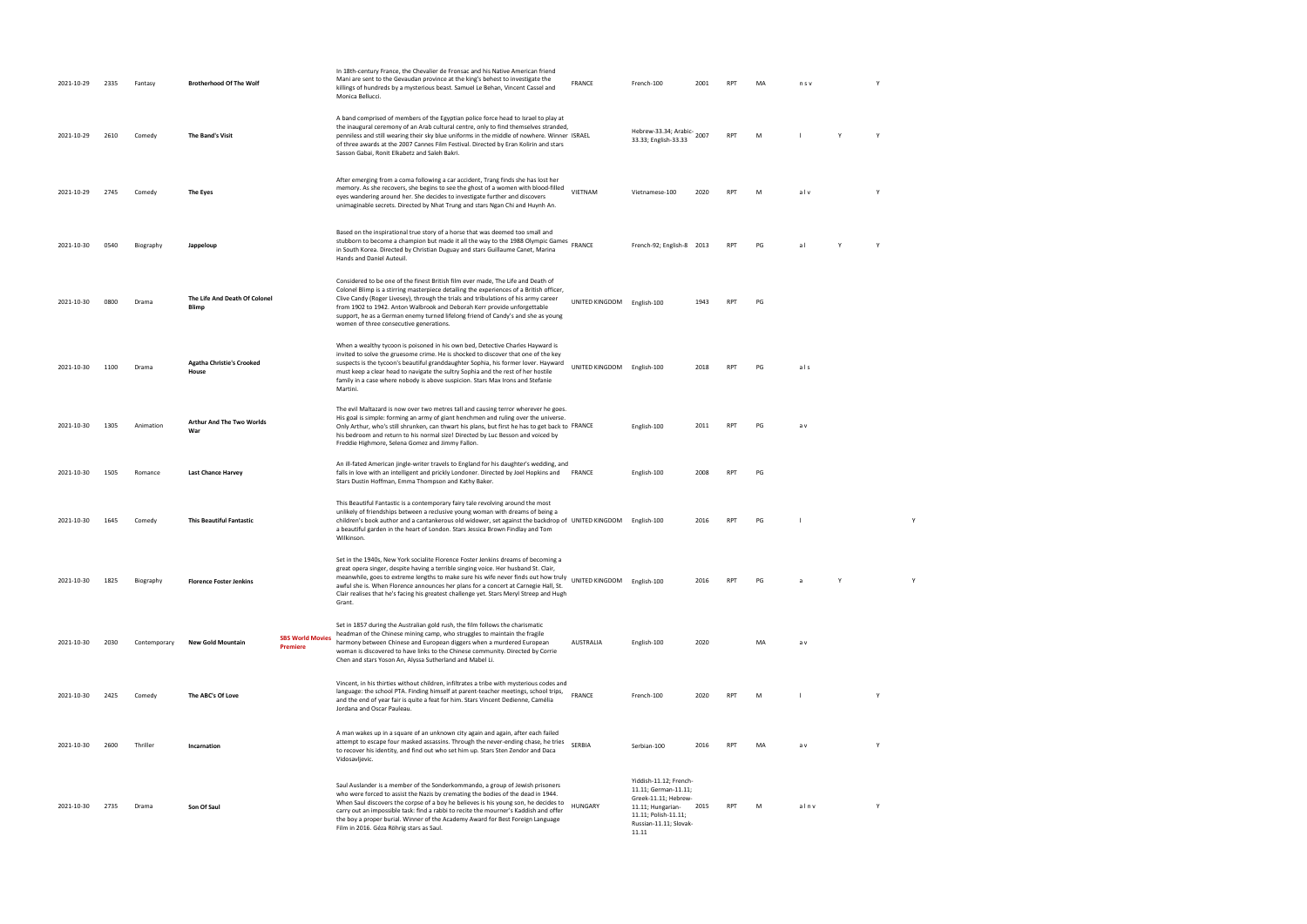| | | | | | | | | | | | | | | |
|---|---|---|---|---|---|---|---|---|---|---|---|---|---|---|
| 2021-10-29 | 2335 | Fantasy | **Brotherhood Of The Wolf** | | In 18th-century France, the Chevalier de Fronsac and his Native American friend Mani are sent to the Gevaudan province at the king's behest to investigate the killings of hundreds by a mysterious beast. Samuel Le Behan, Vincent Cassel and Monica Bellucci. | FRANCE | French-100 | 2001 | RPT | MA | n s v | | Y | |
| 2021-10-29 | 2610 | Comedy | **The Band's Visit** | | A band comprised of members of the Egyptian police force head to Israel to play at the inaugural ceremony of an Arab cultural centre, only to find themselves stranded, penniless and still wearing their sky blue uniforms in the middle of nowhere. Winner of three awards at the 2007 Cannes Film Festival. Directed by Eran Kolirin and stars Sasson Gabai, Ronit Elkabetz and Saleh Bakri. | ISRAEL | Hebrew-33.34; Arabic-33.33; English-33.33 | 2007 | RPT | M | l | Y | Y | |
| 2021-10-29 | 2745 | Comedy | **The Eyes** | | After emerging from a coma following a car accident, Trang finds she has lost her memory. As she recovers, she begins to see the ghost of a women with blood-filled eyes wandering around her. She decides to investigate further and discovers unimaginable secrets. Directed by Nhat Trung and stars Ngan Chi and Huynh An. | VIETNAM | Vietnamese-100 | 2020 | RPT | M | a l v | | Y | |
| 2021-10-30 | 0540 | Biography | **Jappeloup** | | Based on the inspirational true story of a horse that was deemed too small and stubborn to become a champion but made it all the way to the 1988 Olympic Games in South Korea. Directed by Christian Duguay and stars Guillaume Canet, Marina Hands and Daniel Auteuil. | FRANCE | French-92; English-8 | 2013 | RPT | PG | a l | Y | Y | |
| 2021-10-30 | 0800 | Drama | **The Life And Death Of Colonel Blimp** | | Considered to be one of the finest British film ever made, The Life and Death of Colonel Blimp is a stirring masterpiece detailing the experiences of a British officer, Clive Candy (Roger Livesey), through the trials and tribulations of his army career from 1902 to 1942. Anton Walbrook and Deborah Kerr provide unforgettable support, he as a German enemy turned lifelong friend of Candy's and she as young women of three consecutive generations. | UNITED KINGDOM | English-100 | 1943 | RPT | PG | | | | |
| 2021-10-30 | 1100 | Drama | **Agatha Christie's Crooked House** | | When a wealthy tycoon is poisoned in his own bed, Detective Charles Hayward is invited to solve the gruesome crime. He is shocked to discover that one of the key suspects is the tycoon's beautiful granddaughter Sophia, his former lover. Hayward must keep a clear head to navigate the sultry Sophia and the rest of her hostile family in a case where nobody is above suspicion. Stars Max Irons and Stefanie Martini. | UNITED KINGDOM | English-100 | 2018 | RPT | PG | a l s | | | |
| 2021-10-30 | 1305 | Animation | **Arthur And The Two Worlds War** | | The evil Maltazard is now over two metres tall and causing terror wherever he goes. His goal is simple: forming an army of giant henchmen and ruling over the universe. Only Arthur, who's still shrunken, can thwart his plans, but first he has to get back to his bedroom and return to his normal size! Directed by Luc Besson and voiced by Freddie Highmore, Selena Gomez and Jimmy Fallon. | FRANCE | English-100 | 2011 | RPT | PG | a v | | | |
| 2021-10-30 | 1505 | Romance | **Last Chance Harvey** | | An ill-fated American jingle-writer travels to England for his daughter's wedding, and falls in love with an intelligent and prickly Londoner. Directed by Joel Hopkins and Stars Dustin Hoffman, Emma Thompson and Kathy Baker. | FRANCE | English-100 | 2008 | RPT | PG | | | | |
| 2021-10-30 | 1645 | Comedy | **This Beautiful Fantastic** | | This Beautiful Fantastic is a contemporary fairy tale revolving around the most unlikely of friendships between a reclusive young woman with dreams of being a children's book author and a cantankerous old widower, set against the backdrop of a beautiful garden in the heart of London. Stars Jessica Brown Findlay and Tom Wilkinson. | UNITED KINGDOM | English-100 | 2016 | RPT | PG | l | | | Y |
| 2021-10-30 | 1825 | Biography | **Florence Foster Jenkins** | | Set in the 1940s, New York socialite Florence Foster Jenkins dreams of becoming a great opera singer, despite having a terrible singing voice. Her husband St. Clair, meanwhile, goes to extreme lengths to make sure his wife never finds out how truly awful she is. When Florence announces her plans for a concert at Carnegie Hall, St. Clair realises that he's facing his greatest challenge yet. Stars Meryl Streep and Hugh Grant. | UNITED KINGDOM | English-100 | 2016 | RPT | PG | a | Y | | Y |
| 2021-10-30 | 2030 | Contemporary | **New Gold Mountain** | **SBS World Movies Premiere** | Set in 1857 during the Australian gold rush, the film follows the charismatic headman of the Chinese mining camp, who struggles to maintain the fragile harmony between Chinese and European diggers when a murdered European woman is discovered to have links to the Chinese community. Directed by Corrie Chen and stars Yoson An, Alyssa Sutherland and Mabel Li. | AUSTRALIA | English-100 | 2020 | | MA | a v | | | |
| 2021-10-30 | 2425 | Comedy | **The ABC's Of Love** | | Vincent, in his thirties without children, infiltrates a tribe with mysterious codes and language: the school PTA. Finding himself at parent-teacher meetings, school trips, and the end of year fair is quite a feat for him. Stars Vincent Dedienne, Camélia Jordana and Oscar Pauleau. | FRANCE | French-100 | 2020 | RPT | M | l | | Y | |
| 2021-10-30 | 2600 | Thriller | **Incarnation** | | A man wakes up in a square of an unknown city again and again, after each failed attempt to escape four masked assassins. Through the never-ending chase, he tries to recover his identity, and find out who set him up. Stars Sten Zendor and Daca Vidosavljevic. | SERBIA | Serbian-100 | 2016 | RPT | MA | a v | | Y | |
| 2021-10-30 | 2735 | Drama | **Son Of Saul** | | Saul Auslander is a member of the Sonderkommando, a group of Jewish prisoners who were forced to assist the Nazis by cremating the bodies of the dead in 1944. When Saul discovers the corpse of a boy he believes is his young son, he decides to carry out an impossible task: find a rabbi to recite the mourner's Kaddish and offer the boy a proper burial. Winner of the Academy Award for Best Foreign Language Film in 2016. Géza Röhrig stars as Saul. | HUNGARY | Yiddish-11.12; French-11.11; German-11.11; Greek-11.11; Hebrew-11.11; Hungarian-11.11; Polish-11.11; Russian-11.11; Slovak-11.11 | 2015 | RPT | M | a l n v | | Y | |